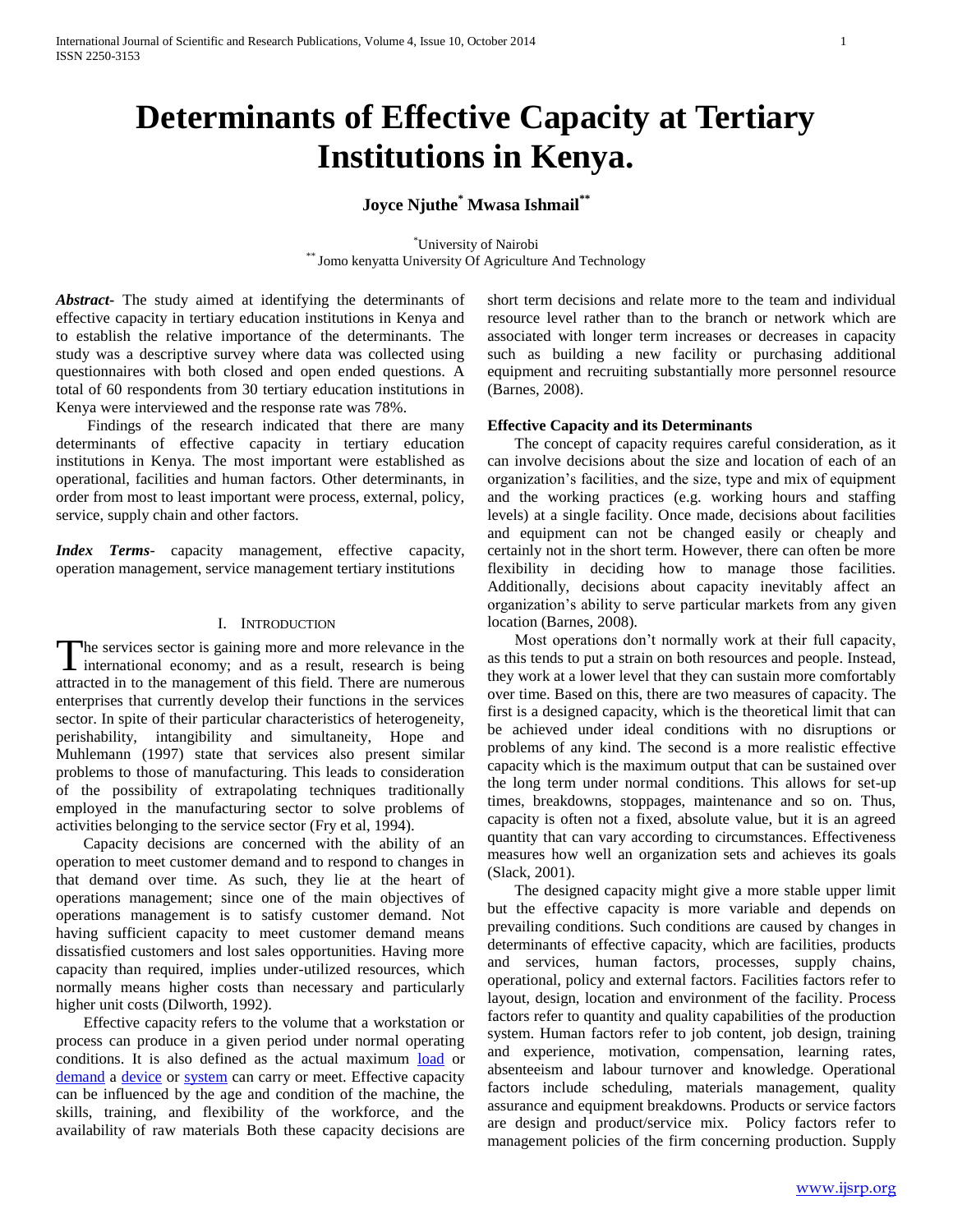# Determinants of Effective Capacity at Tertiary Institutions in Kenya.

**Joyce Njuthe[*] Mwasa Ishmail[**]**

[*]University of Nairobi
[**] Jomo kenyatta University Of Agriculture And Technology

***Abstract***- The study aimed at identifying the determinants of effective capacity in tertiary education institutions in Kenya and to establish the relative importance of the determinants. The study was a descriptive survey where data was collected using questionnaires with both closed and open ended questions. A total of 60 respondents from 30 tertiary education institutions in Kenya were interviewed and the response rate was 78%.

Findings of the research indicated that there are many determinants of effective capacity in tertiary education institutions in Kenya. The most important were established as operational, facilities and human factors. Other determinants, in order from most to least important were process, external, policy, service, supply chain and other factors.

***Index Terms***- capacity management, effective capacity, operation management, service management tertiary institutions

## I. Introduction

The services sector is gaining more and more relevance in the international economy; and as a result, research is being attracted in to the management of this field. There are numerous enterprises that currently develop their functions in the services sector. In spite of their particular characteristics of heterogeneity, perishability, intangibility and simultaneity, Hope and Muhlemann (1997) state that services also present similar problems to those of manufacturing. This leads to consideration of the possibility of extrapolating techniques traditionally employed in the manufacturing sector to solve problems of activities belonging to the service sector (Fry et al, 1994).

Capacity decisions are concerned with the ability of an operation to meet customer demand and to respond to changes in that demand over time. As such, they lie at the heart of operations management; since one of the main objectives of operations management is to satisfy customer demand. Not having sufficient capacity to meet customer demand means dissatisfied customers and lost sales opportunities. Having more capacity than required, implies under-utilized resources, which normally means higher costs than necessary and particularly higher unit costs (Dilworth, 1992).

Effective capacity refers to the volume that a workstation or process can produce in a given period under normal operating conditions. It is also defined as the actual maximum load or demand a device or system can carry or meet. Effective capacity can be influenced by the age and condition of the machine, the skills, training, and flexibility of the workforce, and the availability of raw materials Both these capacity decisions are short term decisions and relate more to the team and individual resource level rather than to the branch or network which are associated with longer term increases or decreases in capacity such as building a new facility or purchasing additional equipment and recruiting substantially more personnel resource (Barnes, 2008).

### Effective Capacity and its Determinants

The concept of capacity requires careful consideration, as it can involve decisions about the size and location of each of an organization's facilities, and the size, type and mix of equipment and the working practices (e.g. working hours and staffing levels) at a single facility. Once made, decisions about facilities and equipment can not be changed easily or cheaply and certainly not in the short term. However, there can often be more flexibility in deciding how to manage those facilities. Additionally, decisions about capacity inevitably affect an organization's ability to serve particular markets from any given location (Barnes, 2008).

Most operations don't normally work at their full capacity, as this tends to put a strain on both resources and people. Instead, they work at a lower level that they can sustain more comfortably over time. Based on this, there are two measures of capacity. The first is a designed capacity, which is the theoretical limit that can be achieved under ideal conditions with no disruptions or problems of any kind. The second is a more realistic effective capacity which is the maximum output that can be sustained over the long term under normal conditions. This allows for set-up times, breakdowns, stoppages, maintenance and so on. Thus, capacity is often not a fixed, absolute value, but it is an agreed quantity that can vary according to circumstances. Effectiveness measures how well an organization sets and achieves its goals (Slack, 2001).

The designed capacity might give a more stable upper limit but the effective capacity is more variable and depends on prevailing conditions. Such conditions are caused by changes in determinants of effective capacity, which are facilities, products and services, human factors, processes, supply chains, operational, policy and external factors. Facilities factors refer to layout, design, location and environment of the facility. Process factors refer to quantity and quality capabilities of the production system. Human factors refer to job content, job design, training and experience, motivation, compensation, learning rates, absenteeism and labour turnover and knowledge. Operational factors include scheduling, materials management, quality assurance and equipment breakdowns. Products or service factors are design and product/service mix. Policy factors refer to management policies of the firm concerning production. Supply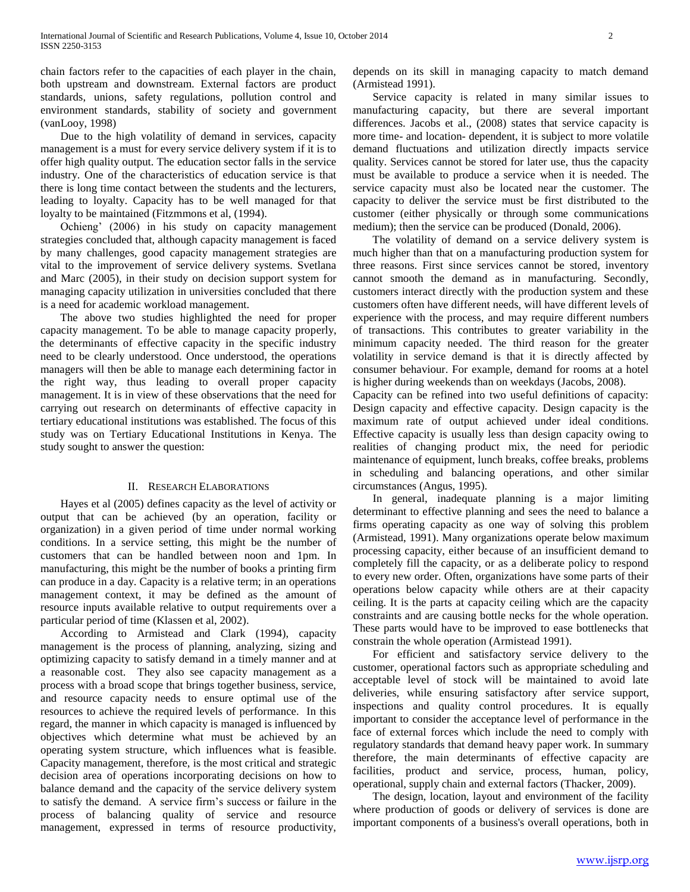chain factors refer to the capacities of each player in the chain, both upstream and downstream. External factors are product standards, unions, safety regulations, pollution control and environment standards, stability of society and government (vanLooy, 1998)

Due to the high volatility of demand in services, capacity management is a must for every service delivery system if it is to offer high quality output. The education sector falls in the service industry. One of the characteristics of education service is that there is long time contact between the students and the lecturers, leading to loyalty. Capacity has to be well managed for that loyalty to be maintained (Fitzmmons et al, (1994).

Ochieng' (2006) in his study on capacity management strategies concluded that, although capacity management is faced by many challenges, good capacity management strategies are vital to the improvement of service delivery systems. Svetlana and Marc (2005), in their study on decision support system for managing capacity utilization in universities concluded that there is a need for academic workload management.

The above two studies highlighted the need for proper capacity management. To be able to manage capacity properly, the determinants of effective capacity in the specific industry need to be clearly understood. Once understood, the operations managers will then be able to manage each determining factor in the right way, thus leading to overall proper capacity management. It is in view of these observations that the need for carrying out research on determinants of effective capacity in tertiary educational institutions was established. The focus of this study was on Tertiary Educational Institutions in Kenya. The study sought to answer the question:

## II. Research Elaborations

Hayes et al (2005) defines capacity as the level of activity or output that can be achieved (by an operation, facility or organization) in a given period of time under normal working conditions. In a service setting, this might be the number of customers that can be handled between noon and 1pm. In manufacturing, this might be the number of books a printing firm can produce in a day. Capacity is a relative term; in an operations management context, it may be defined as the amount of resource inputs available relative to output requirements over a particular period of time (Klassen et al, 2002).

According to Armistead and Clark (1994), capacity management is the process of planning, analyzing, sizing and optimizing capacity to satisfy demand in a timely manner and at a reasonable cost. They also see capacity management as a process with a broad scope that brings together business, service, and resource capacity needs to ensure optimal use of the resources to achieve the required levels of performance. In this regard, the manner in which capacity is managed is influenced by objectives which determine what must be achieved by an operating system structure, which influences what is feasible. Capacity management, therefore, is the most critical and strategic decision area of operations incorporating decisions on how to balance demand and the capacity of the service delivery system to satisfy the demand. A service firm's success or failure in the process of balancing quality of service and resource management, expressed in terms of resource productivity, depends on its skill in managing capacity to match demand (Armistead 1991).

Service capacity is related in many similar issues to manufacturing capacity, but there are several important differences. Jacobs et al., (2008) states that service capacity is more time- and location- dependent, it is subject to more volatile demand fluctuations and utilization directly impacts service quality. Services cannot be stored for later use, thus the capacity must be available to produce a service when it is needed. The service capacity must also be located near the customer. The capacity to deliver the service must be first distributed to the customer (either physically or through some communications medium); then the service can be produced (Donald, 2006).

The volatility of demand on a service delivery system is much higher than that on a manufacturing production system for three reasons. First since services cannot be stored, inventory cannot smooth the demand as in manufacturing. Secondly, customers interact directly with the production system and these customers often have different needs, will have different levels of experience with the process, and may require different numbers of transactions. This contributes to greater variability in the minimum capacity needed. The third reason for the greater volatility in service demand is that it is directly affected by consumer behaviour. For example, demand for rooms at a hotel is higher during weekends than on weekdays (Jacobs, 2008).

Capacity can be refined into two useful definitions of capacity: Design capacity and effective capacity. Design capacity is the maximum rate of output achieved under ideal conditions. Effective capacity is usually less than design capacity owing to realities of changing product mix, the need for periodic maintenance of equipment, lunch breaks, coffee breaks, problems in scheduling and balancing operations, and other similar circumstances (Angus, 1995).

In general, inadequate planning is a major limiting determinant to effective planning and sees the need to balance a firms operating capacity as one way of solving this problem (Armistead, 1991). Many organizations operate below maximum processing capacity, either because of an insufficient demand to completely fill the capacity, or as a deliberate policy to respond to every new order. Often, organizations have some parts of their operations below capacity while others are at their capacity ceiling. It is the parts at capacity ceiling which are the capacity constraints and are causing bottle necks for the whole operation. These parts would have to be improved to ease bottlenecks that constrain the whole operation (Armistead 1991).

For efficient and satisfactory service delivery to the customer, operational factors such as appropriate scheduling and acceptable level of stock will be maintained to avoid late deliveries, while ensuring satisfactory after service support, inspections and quality control procedures. It is equally important to consider the acceptance level of performance in the face of external forces which include the need to comply with regulatory standards that demand heavy paper work. In summary therefore, the main determinants of effective capacity are facilities, product and service, process, human, policy, operational, supply chain and external factors (Thacker, 2009).

The design, location, layout and environment of the facility where production of goods or delivery of services is done are important components of a business's overall operations, both in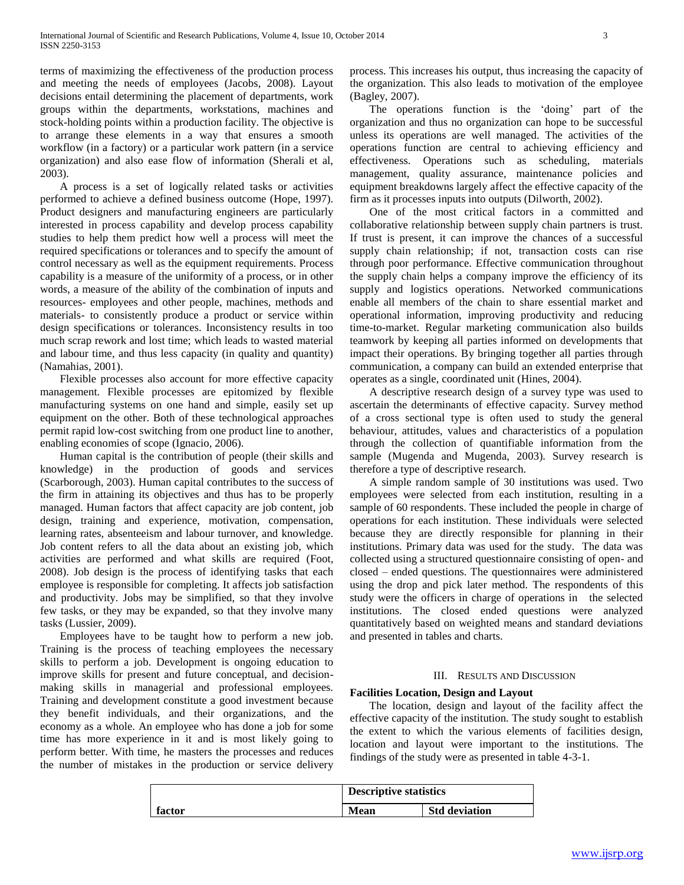terms of maximizing the effectiveness of the production process and meeting the needs of employees (Jacobs, 2008). Layout decisions entail determining the placement of departments, work groups within the departments, workstations, machines and stock-holding points within a production facility. The objective is to arrange these elements in a way that ensures a smooth workflow (in a factory) or a particular work pattern (in a service organization) and also ease flow of information (Sherali et al, 2003).

A process is a set of logically related tasks or activities performed to achieve a defined business outcome (Hope, 1997). Product designers and manufacturing engineers are particularly interested in process capability and develop process capability studies to help them predict how well a process will meet the required specifications or tolerances and to specify the amount of control necessary as well as the equipment requirements. Process capability is a measure of the uniformity of a process, or in other words, a measure of the ability of the combination of inputs and resources- employees and other people, machines, methods and materials- to consistently produce a product or service within design specifications or tolerances. Inconsistency results in too much scrap rework and lost time; which leads to wasted material and labour time, and thus less capacity (in quality and quantity) (Namahias, 2001).

Flexible processes also account for more effective capacity management. Flexible processes are epitomized by flexible manufacturing systems on one hand and simple, easily set up equipment on the other. Both of these technological approaches permit rapid low-cost switching from one product line to another, enabling economies of scope (Ignacio, 2006).

Human capital is the contribution of people (their skills and knowledge) in the production of goods and services (Scarborough, 2003). Human capital contributes to the success of the firm in attaining its objectives and thus has to be properly managed. Human factors that affect capacity are job content, job design, training and experience, motivation, compensation, learning rates, absenteeism and labour turnover, and knowledge. Job content refers to all the data about an existing job, which activities are performed and what skills are required (Foot, 2008). Job design is the process of identifying tasks that each employee is responsible for completing. It affects job satisfaction and productivity. Jobs may be simplified, so that they involve few tasks, or they may be expanded, so that they involve many tasks (Lussier, 2009).

Employees have to be taught how to perform a new job. Training is the process of teaching employees the necessary skills to perform a job. Development is ongoing education to improve skills for present and future conceptual, and decision-making skills in managerial and professional employees. Training and development constitute a good investment because they benefit individuals, and their organizations, and the economy as a whole. An employee who has done a job for some time has more experience in it and is most likely going to perform better. With time, he masters the processes and reduces the number of mistakes in the production or service delivery process. This increases his output, thus increasing the capacity of the organization. This also leads to motivation of the employee (Bagley, 2007).

The operations function is the 'doing' part of the organization and thus no organization can hope to be successful unless its operations are well managed. The activities of the operations function are central to achieving efficiency and effectiveness. Operations such as scheduling, materials management, quality assurance, maintenance policies and equipment breakdowns largely affect the effective capacity of the firm as it processes inputs into outputs (Dilworth, 2002).

One of the most critical factors in a committed and collaborative relationship between supply chain partners is trust. If trust is present, it can improve the chances of a successful supply chain relationship; if not, transaction costs can rise through poor performance. Effective communication throughout the supply chain helps a company improve the efficiency of its supply and logistics operations. Networked communications enable all members of the chain to share essential market and operational information, improving productivity and reducing time-to-market. Regular marketing communication also builds teamwork by keeping all parties informed on developments that impact their operations. By bringing together all parties through communication, a company can build an extended enterprise that operates as a single, coordinated unit (Hines, 2004).

A descriptive research design of a survey type was used to ascertain the determinants of effective capacity. Survey method of a cross sectional type is often used to study the general behaviour, attitudes, values and characteristics of a population through the collection of quantifiable information from the sample (Mugenda and Mugenda, 2003). Survey research is therefore a type of descriptive research.

A simple random sample of 30 institutions was used. Two employees were selected from each institution, resulting in a sample of 60 respondents. These included the people in charge of operations for each institution. These individuals were selected because they are directly responsible for planning in their institutions. Primary data was used for the study. The data was collected using a structured questionnaire consisting of open- and closed – ended questions. The questionnaires were administered using the drop and pick later method. The respondents of this study were the officers in charge of operations in the selected institutions. The closed ended questions were analyzed quantitatively based on weighted means and standard deviations and presented in tables and charts.

## III. Results and Discussion

### Facilities Location, Design and Layout

The location, design and layout of the facility affect the effective capacity of the institution. The study sought to establish the extent to which the various elements of facilities design, location and layout were important to the institutions. The findings of the study were as presented in table 4-3-1.

| | Descriptive statistics | |
|---|---|---|
| factor | Mean | Std deviation |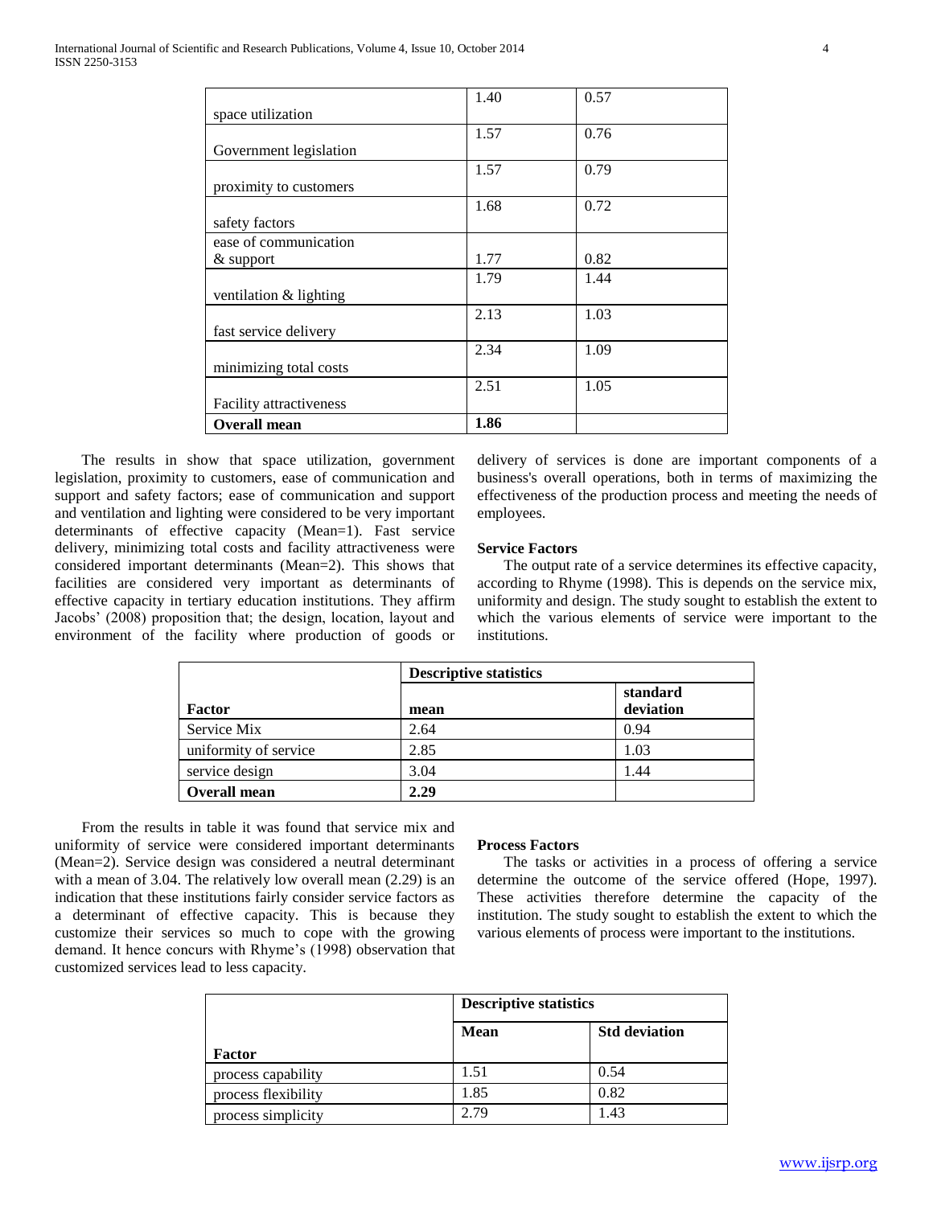| | | |
|---|---|---|
| space utilization | 1.40 | 0.57 |
| Government legislation | 1.57 | 0.76 |
| proximity to customers | 1.57 | 0.79 |
| safety factors | 1.68 | 0.72 |
| ease of communication & support | 1.77 | 0.82 |
| ventilation & lighting | 1.79 | 1.44 |
| fast service delivery | 2.13 | 1.03 |
| minimizing total costs | 2.34 | 1.09 |
| Facility attractiveness | 2.51 | 1.05 |
| **Overall mean** | **1.86** | |

The results in show that space utilization, government legislation, proximity to customers, ease of communication and support and safety factors; ease of communication and support and ventilation and lighting were considered to be very important determinants of effective capacity (Mean=1). Fast service delivery, minimizing total costs and facility attractiveness were considered important determinants (Mean=2). This shows that facilities are considered very important as determinants of effective capacity in tertiary education institutions. They affirm Jacobs' (2008) proposition that; the design, location, layout and environment of the facility where production of goods or delivery of services is done are important components of a business's overall operations, both in terms of maximizing the effectiveness of the production process and meeting the needs of employees.

**Service Factors**

The output rate of a service determines its effective capacity, according to Rhyme (1998). This is depends on the service mix, uniformity and design. The study sought to establish the extent to which the various elements of service were important to the institutions.

| | Descriptive statistics | |
|---|---|---|
| **Factor** | **mean** | **standard deviation** |
| Service Mix | 2.64 | 0.94 |
| uniformity of service | 2.85 | 1.03 |
| service design | 3.04 | 1.44 |
| **Overall mean** | **2.29** | |

From the results in table it was found that service mix and uniformity of service were considered important determinants (Mean=2). Service design was considered a neutral determinant with a mean of 3.04. The relatively low overall mean (2.29) is an indication that these institutions fairly consider service factors as a determinant of effective capacity. This is because they customize their services so much to cope with the growing demand. It hence concurs with Rhyme's (1998) observation that customized services lead to less capacity.

**Process Factors**

The tasks or activities in a process of offering a service determine the outcome of the service offered (Hope, 1997). These activities therefore determine the capacity of the institution. The study sought to establish the extent to which the various elements of process were important to the institutions.

| | Descriptive statistics | |
|---|---|---|
| **Factor** | **Mean** | **Std deviation** |
| process capability | 1.51 | 0.54 |
| process flexibility | 1.85 | 0.82 |
| process simplicity | 2.79 | 1.43 |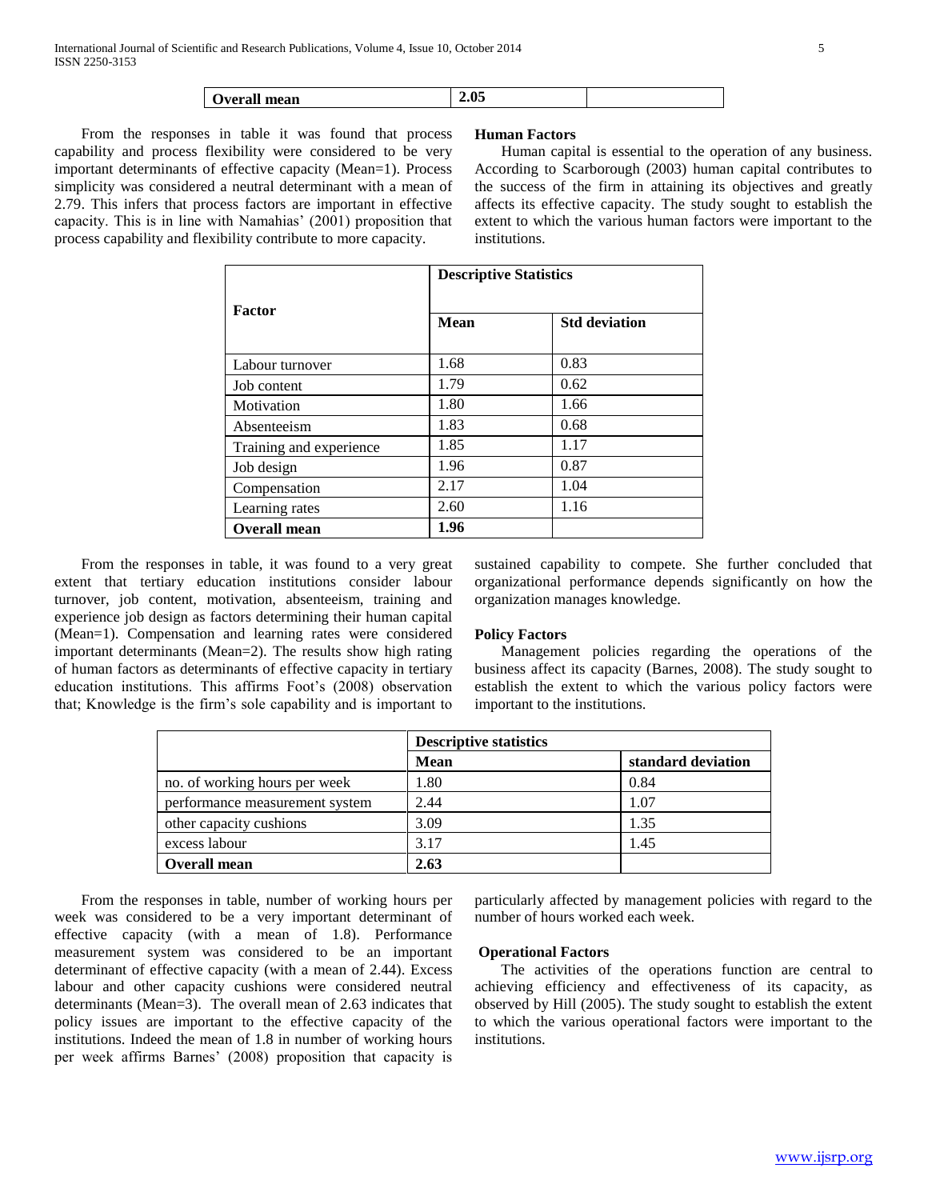| Overall mean | 2.05 | |
|---|---|---|

From the responses in table it was found that process capability and process flexibility were considered to be very important determinants of effective capacity (Mean=1). Process simplicity was considered a neutral determinant with a mean of 2.79. This infers that process factors are important in effective capacity. This is in line with Namahias' (2001) proposition that process capability and flexibility contribute to more capacity.

**Human Factors**

Human capital is essential to the operation of any business. According to Scarborough (2003) human capital contributes to the success of the firm in attaining its objectives and greatly affects its effective capacity. The study sought to establish the extent to which the various human factors were important to the institutions.

| Factor | Descriptive Statistics | |
|---|---|---|
| | **Mean** | **Std deviation** |
| Labour turnover | 1.68 | 0.83 |
| Job content | 1.79 | 0.62 |
| Motivation | 1.80 | 1.66 |
| Absenteeism | 1.83 | 0.68 |
| Training and experience | 1.85 | 1.17 |
| Job design | 1.96 | 0.87 |
| Compensation | 2.17 | 1.04 |
| Learning rates | 2.60 | 1.16 |
| **Overall mean** | **1.96** | |

From the responses in table, it was found to a very great extent that tertiary education institutions consider labour turnover, job content, motivation, absenteeism, training and experience job design as factors determining their human capital (Mean=1). Compensation and learning rates were considered important determinants (Mean=2). The results show high rating of human factors as determinants of effective capacity in tertiary education institutions. This affirms Foot's (2008) observation that; Knowledge is the firm's sole capability and is important to sustained capability to compete. She further concluded that organizational performance depends significantly on how the organization manages knowledge.

**Policy Factors**

Management policies regarding the operations of the business affect its capacity (Barnes, 2008). The study sought to establish the extent to which the various policy factors were important to the institutions.

| | Descriptive statistics | |
|---|---|---|
| | **Mean** | **standard deviation** |
| no. of working hours per week | 1.80 | 0.84 |
| performance measurement system | 2.44 | 1.07 |
| other capacity cushions | 3.09 | 1.35 |
| excess labour | 3.17 | 1.45 |
| **Overall mean** | **2.63** | |

From the responses in table, number of working hours per week was considered to be a very important determinant of effective capacity (with a mean of 1.8). Performance measurement system was considered to be an important determinant of effective capacity (with a mean of 2.44). Excess labour and other capacity cushions were considered neutral determinants (Mean=3). The overall mean of 2.63 indicates that policy issues are important to the effective capacity of the institutions. Indeed the mean of 1.8 in number of working hours per week affirms Barnes' (2008) proposition that capacity is particularly affected by management policies with regard to the number of hours worked each week.

**Operational Factors**

The activities of the operations function are central to achieving efficiency and effectiveness of its capacity, as observed by Hill (2005). The study sought to establish the extent to which the various operational factors were important to the institutions.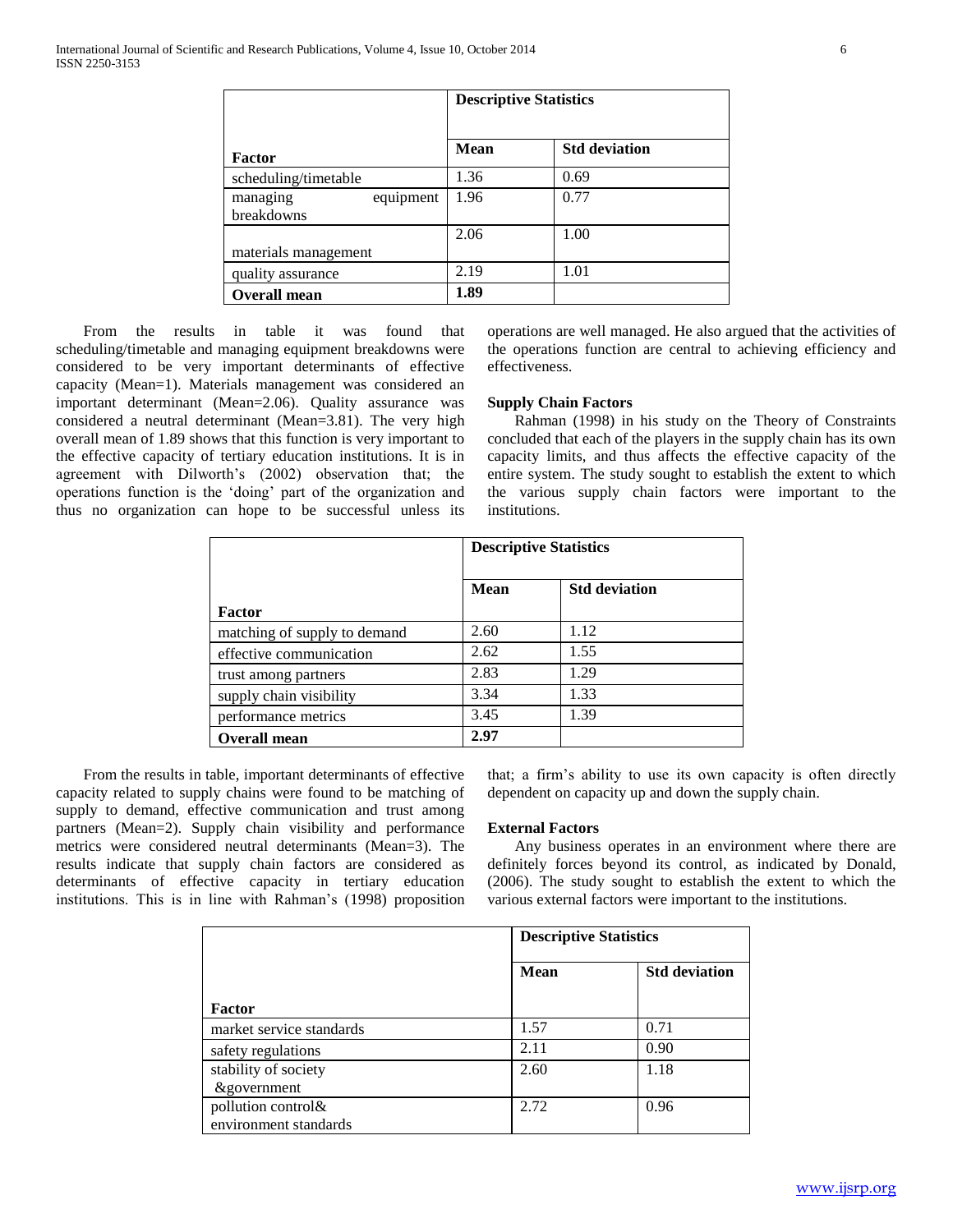| Factor | Descriptive Statistics | |
|---|---|---|
| | **Mean** | **Std deviation** |
| scheduling/timetable | 1.36 | 0.69 |
| managing equipment breakdowns | 1.96 | 0.77 |
| materials management | 2.06 | 1.00 |
| quality assurance | 2.19 | 1.01 |
| **Overall mean** | **1.89** | |

From the results in table it was found that scheduling/timetable and managing equipment breakdowns were considered to be very important determinants of effective capacity (Mean=1). Materials management was considered an important determinant (Mean=2.06). Quality assurance was considered a neutral determinant (Mean=3.81). The very high overall mean of 1.89 shows that this function is very important to the effective capacity of tertiary education institutions. It is in agreement with Dilworth's (2002) observation that; the operations function is the 'doing' part of the organization and thus no organization can hope to be successful unless its operations are well managed. He also argued that the activities of the operations function are central to achieving efficiency and effectiveness.

### Supply Chain Factors

Rahman (1998) in his study on the Theory of Constraints concluded that each of the players in the supply chain has its own capacity limits, and thus affects the effective capacity of the entire system. The study sought to establish the extent to which the various supply chain factors were important to the institutions.

| Factor | Descriptive Statistics | |
|---|---|---|
| | **Mean** | **Std deviation** |
| matching of supply to demand | 2.60 | 1.12 |
| effective communication | 2.62 | 1.55 |
| trust among partners | 2.83 | 1.29 |
| supply chain visibility | 3.34 | 1.33 |
| performance metrics | 3.45 | 1.39 |
| **Overall mean** | **2.97** | |

From the results in table, important determinants of effective capacity related to supply chains were found to be matching of supply to demand, effective communication and trust among partners (Mean=2). Supply chain visibility and performance metrics were considered neutral determinants (Mean=3). The results indicate that supply chain factors are considered as determinants of effective capacity in tertiary education institutions. This is in line with Rahman's (1998) proposition that; a firm's ability to use its own capacity is often directly dependent on capacity up and down the supply chain.

### External Factors

Any business operates in an environment where there are definitely forces beyond its control, as indicated by Donald, (2006). The study sought to establish the extent to which the various external factors were important to the institutions.

| Factor | Descriptive Statistics | |
|---|---|---|
| | **Mean** | **Std deviation** |
| market service standards | 1.57 | 0.71 |
| safety regulations | 2.11 | 0.90 |
| stability of society &government | 2.60 | 1.18 |
| pollution control& environment standards | 2.72 | 0.96 |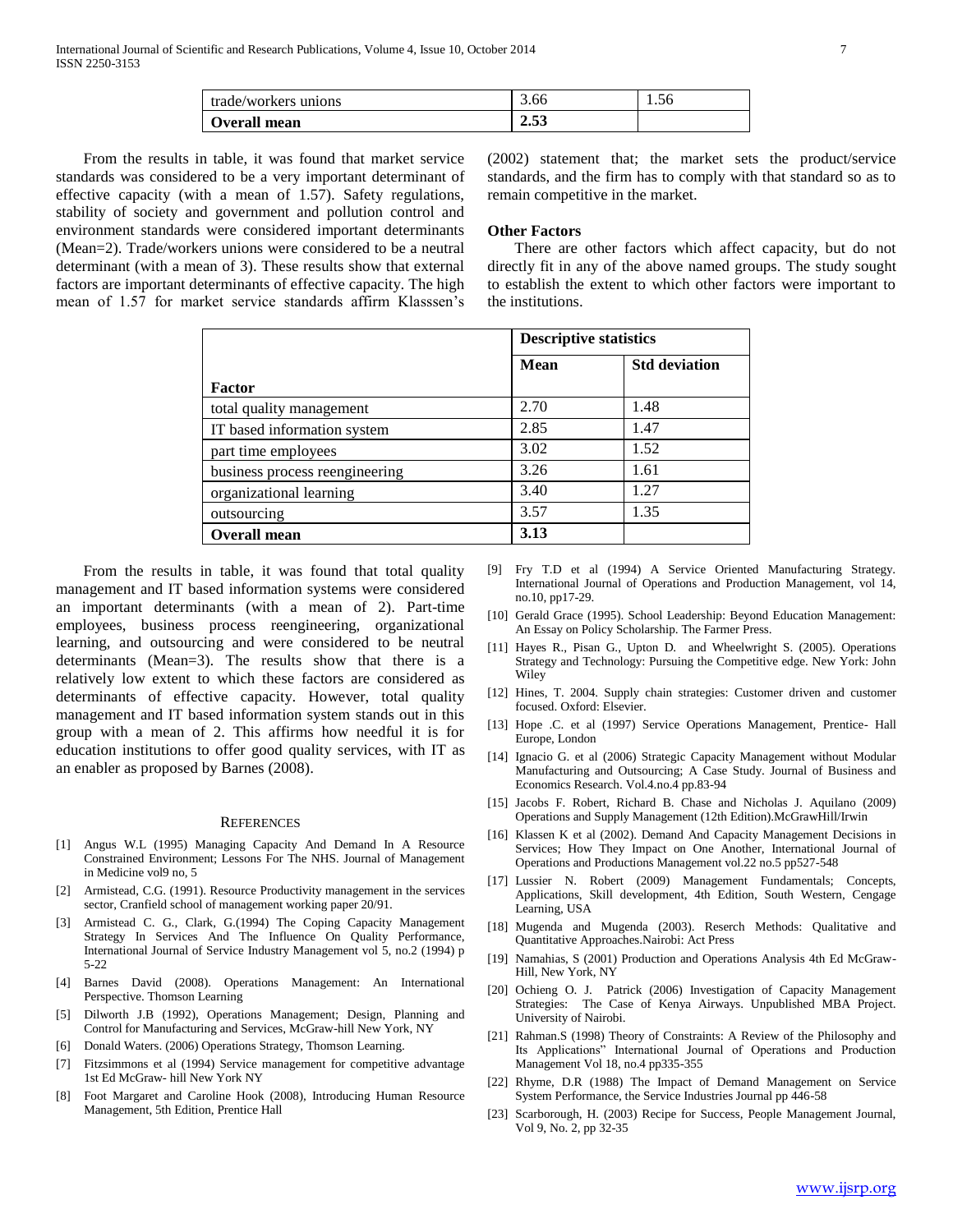| trade/workers unions | 3.66 | 1.56 |
|---|---|---|
| **Overall mean** | **2.53** | |

From the results in table, it was found that market service standards was considered to be a very important determinant of effective capacity (with a mean of 1.57). Safety regulations, stability of society and government and pollution control and environment standards were considered important determinants (Mean=2). Trade/workers unions were considered to be a neutral determinant (with a mean of 3). These results show that external factors are important determinants of effective capacity. The high mean of 1.57 for market service standards affirm Klasssen's (2002) statement that; the market sets the product/service standards, and the firm has to comply with that standard so as to remain competitive in the market.

**Other Factors**

There are other factors which affect capacity, but do not directly fit in any of the above named groups. The study sought to establish the extent to which other factors were important to the institutions.

| | **Descriptive statistics** | |
|---|---|---|
| **Factor** | **Mean** | **Std deviation** |
| total quality management | 2.70 | 1.48 |
| IT based information system | 2.85 | 1.47 |
| part time employees | 3.02 | 1.52 |
| business process reengineering | 3.26 | 1.61 |
| organizational learning | 3.40 | 1.27 |
| outsourcing | 3.57 | 1.35 |
| **Overall mean** | **3.13** | |

From the results in table, it was found that total quality management and IT based information systems were considered an important determinants (with a mean of 2). Part-time employees, business process reengineering, organizational learning, and outsourcing and were considered to be neutral determinants (Mean=3). The results show that there is a relatively low extent to which these factors are considered as determinants of effective capacity. However, total quality management and IT based information system stands out in this group with a mean of 2. This affirms how needful it is for education institutions to offer good quality services, with IT as an enabler as proposed by Barnes (2008).

## REFERENCES

[1] Angus W.L (1995) Managing Capacity And Demand In A Resource Constrained Environment; Lessons For The NHS. Journal of Management in Medicine vol9 no, 5

[2] Armistead, C.G. (1991). Resource Productivity management in the services sector, Cranfield school of management working paper 20/91.

[3] Armistead C. G., Clark, G.(1994) The Coping Capacity Management Strategy In Services And The Influence On Quality Performance, International Journal of Service Industry Management vol 5, no.2 (1994) p 5-22

[4] Barnes David (2008). Operations Management: An International Perspective. Thomson Learning

[5] Dilworth J.B (1992), Operations Management; Design, Planning and Control for Manufacturing and Services, McGraw-hill New York, NY

[6] Donald Waters. (2006) Operations Strategy, Thomson Learning.

[7] Fitzsimmons et al (1994) Service management for competitive advantage 1st Ed McGraw- hill New York NY

[8] Foot Margaret and Caroline Hook (2008), Introducing Human Resource Management, 5th Edition, Prentice Hall

[9] Fry T.D et al (1994) A Service Oriented Manufacturing Strategy. International Journal of Operations and Production Management, vol 14, no.10, pp17-29.

[10] Gerald Grace (1995). School Leadership: Beyond Education Management: An Essay on Policy Scholarship. The Farmer Press.

[11] Hayes R., Pisan G., Upton D. and Wheelwright S. (2005). Operations Strategy and Technology: Pursuing the Competitive edge. New York: John Wiley

[12] Hines, T. 2004. Supply chain strategies: Customer driven and customer focused. Oxford: Elsevier.

[13] Hope .C. et al (1997) Service Operations Management, Prentice- Hall Europe, London

[14] Ignacio G. et al (2006) Strategic Capacity Management without Modular Manufacturing and Outsourcing; A Case Study. Journal of Business and Economics Research. Vol.4.no.4 pp.83-94

[15] Jacobs F. Robert, Richard B. Chase and Nicholas J. Aquilano (2009) Operations and Supply Management (12th Edition).McGrawHill/Irwin

[16] Klassen K et al (2002). Demand And Capacity Management Decisions in Services; How They Impact on One Another, International Journal of Operations and Productions Management vol.22 no.5 pp527-548

[17] Lussier N. Robert (2009) Management Fundamentals; Concepts, Applications, Skill development, 4th Edition, South Western, Cengage Learning, USA

[18] Mugenda and Mugenda (2003). Reserch Methods: Qualitative and Quantitative Approaches.Nairobi: Act Press

[19] Namahias, S (2001) Production and Operations Analysis 4th Ed McGraw-Hill, New York, NY

[20] Ochieng O. J. Patrick (2006) Investigation of Capacity Management Strategies: The Case of Kenya Airways. Unpublished MBA Project. University of Nairobi.

[21] Rahman.S (1998) Theory of Constraints: A Review of the Philosophy and Its Applications" International Journal of Operations and Production Management Vol 18, no.4 pp335-355

[22] Rhyme, D.R (1988) The Impact of Demand Management on Service System Performance, the Service Industries Journal pp 446-58

[23] Scarborough, H. (2003) Recipe for Success, People Management Journal, Vol 9, No. 2, pp 32-35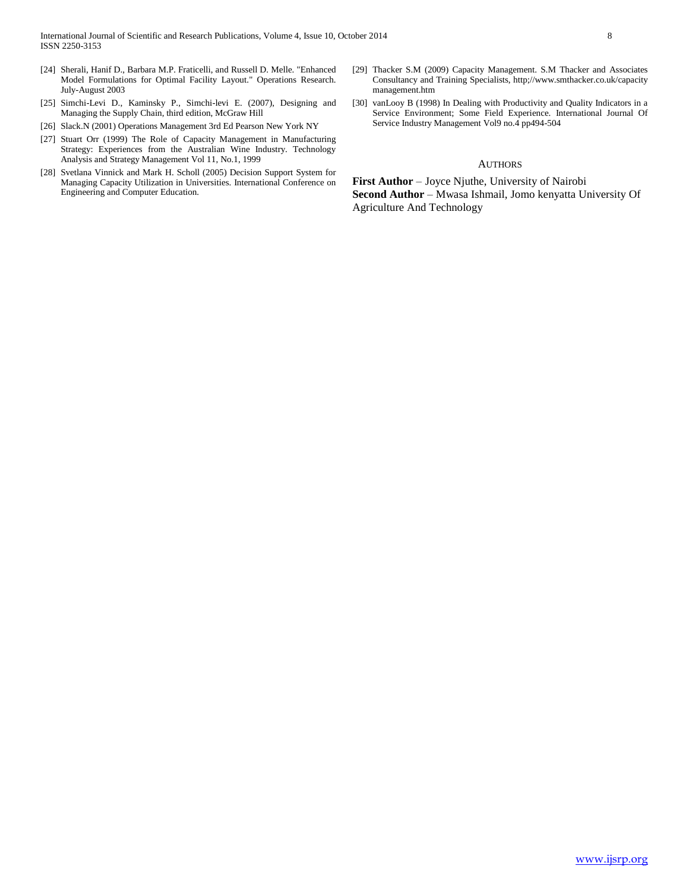[24] Sherali, Hanif D., Barbara M.P. Fraticelli, and Russell D. Melle. "Enhanced Model Formulations for Optimal Facility Layout." Operations Research. July-August 2003

[25] Simchi-Levi D., Kaminsky P., Simchi-levi E. (2007), Designing and Managing the Supply Chain, third edition, McGraw Hill

[26] Slack.N (2001) Operations Management 3rd Ed Pearson New York NY

[27] Stuart Orr (1999) The Role of Capacity Management in Manufacturing Strategy: Experiences from the Australian Wine Industry. Technology Analysis and Strategy Management Vol 11, No.1, 1999

[28] Svetlana Vinnick and Mark H. Scholl (2005) Decision Support System for Managing Capacity Utilization in Universities. International Conference on Engineering and Computer Education.

[29] Thacker S.M (2009) Capacity Management. S.M Thacker and Associates Consultancy and Training Specialists, http;//www.smthacker.co.uk/capacity management.htm

[30] vanLooy B (1998) In Dealing with Productivity and Quality Indicators in a Service Environment; Some Field Experience. International Journal Of Service Industry Management Vol9 no.4 pp494-504

## AUTHORS

**First Author** – Joyce Njuthe, University of Nairobi

**Second Author** – Mwasa Ishmail, Jomo kenyatta University Of Agriculture And Technology